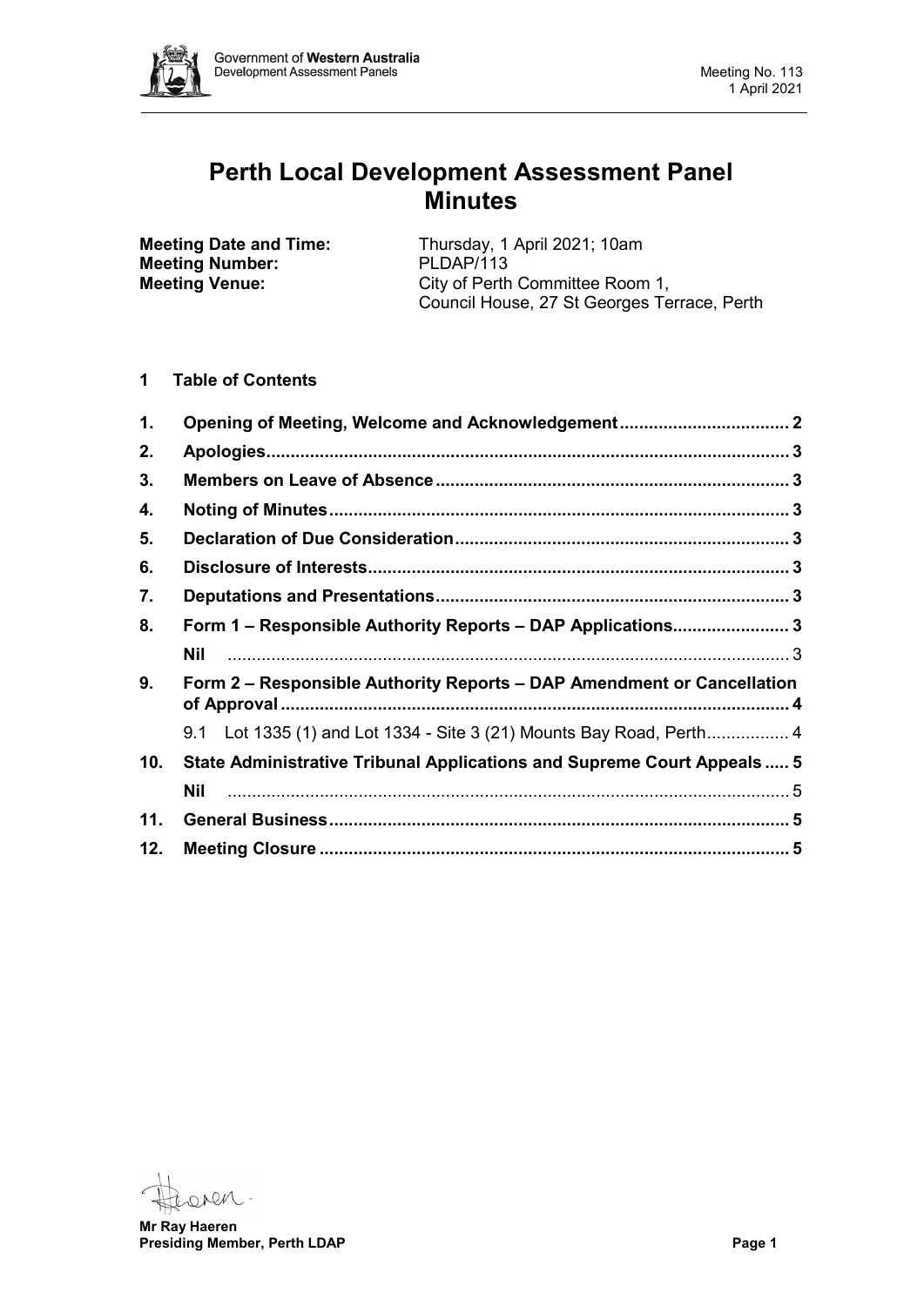Government of Western Australia
Development Assessment Panels

Meeting No. 113
1 April 2021

# Perth Local Development Assessment Panel Minutes

**Meeting Date and Time:** Thursday, 1 April 2021; 10am
**Meeting Number:** PLDAP/113
**Meeting Venue:** City of Perth Committee Room 1, Council House, 27 St Georges Terrace, Perth

## 1 Table of Contents

| | | |
|---|---|---|
| **1.** | **Opening of Meeting, Welcome and Acknowledgement** | **2** |
| **2.** | **Apologies** | **3** |
| **3.** | **Members on Leave of Absence** | **3** |
| **4.** | **Noting of Minutes** | **3** |
| **5.** | **Declaration of Due Consideration** | **3** |
| **6.** | **Disclosure of Interests** | **3** |
| **7.** | **Deputations and Presentations** | **3** |
| **8.** | **Form 1 – Responsible Authority Reports – DAP Applications** | **3** |
| | **Nil** | 3 |
| **9.** | **Form 2 – Responsible Authority Reports – DAP Amendment or Cancellation of Approval** | **4** |
| | 9.1 Lot 1335 (1) and Lot 1334 - Site 3 (21) Mounts Bay Road, Perth | 4 |
| **10.** | **State Administrative Tribunal Applications and Supreme Court Appeals** | **5** |
| | **Nil** | 5 |
| **11.** | **General Business** | **5** |
| **12.** | **Meeting Closure** | **5** |

**Mr Ray Haeren**
**Presiding Member, Perth LDAP**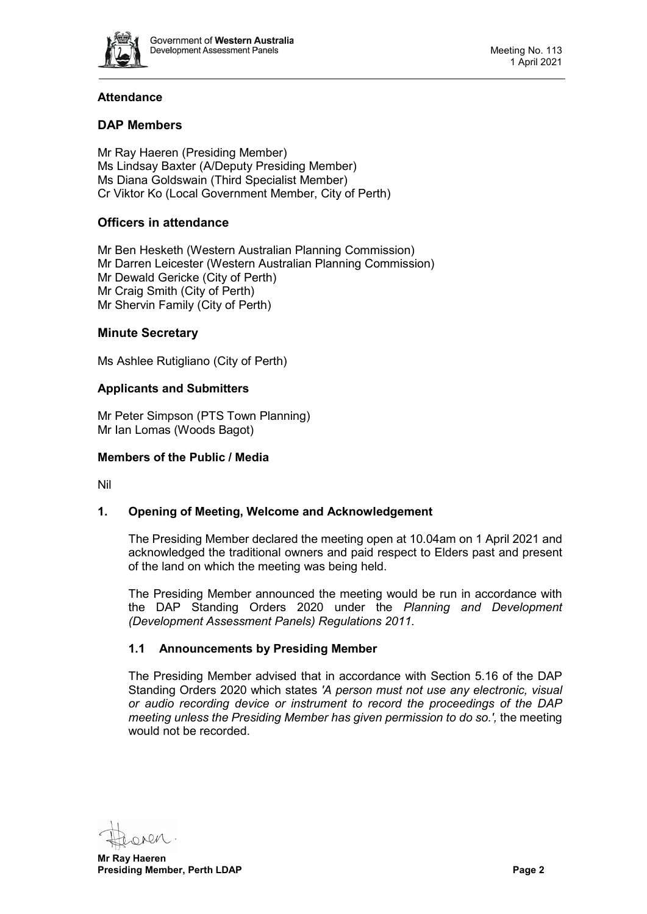### Attendance

### DAP Members

Mr Ray Haeren (Presiding Member)
Ms Lindsay Baxter (A/Deputy Presiding Member)
Ms Diana Goldswain (Third Specialist Member)
Cr Viktor Ko (Local Government Member, City of Perth)

### Officers in attendance

Mr Ben Hesketh (Western Australian Planning Commission)
Mr Darren Leicester (Western Australian Planning Commission)
Mr Dewald Gericke (City of Perth)
Mr Craig Smith (City of Perth)
Mr Shervin Family (City of Perth)

### Minute Secretary

Ms Ashlee Rutigliano (City of Perth)

### Applicants and Submitters

Mr Peter Simpson (PTS Town Planning)
Mr Ian Lomas (Woods Bagot)

### Members of the Public / Media

Nil

### 1. Opening of Meeting, Welcome and Acknowledgement

The Presiding Member declared the meeting open at 10.04am on 1 April 2021 and acknowledged the traditional owners and paid respect to Elders past and present of the land on which the meeting was being held.

The Presiding Member announced the meeting would be run in accordance with the DAP Standing Orders 2020 under the *Planning and Development (Development Assessment Panels) Regulations 2011.*

#### 1.1 Announcements by Presiding Member

The Presiding Member advised that in accordance with Section 5.16 of the DAP Standing Orders 2020 which states *'A person must not use any electronic, visual or audio recording device or instrument to record the proceedings of the DAP meeting unless the Presiding Member has given permission to do so.',* the meeting would not be recorded.

**Mr Ray Haeren**
**Presiding Member, Perth LDAP**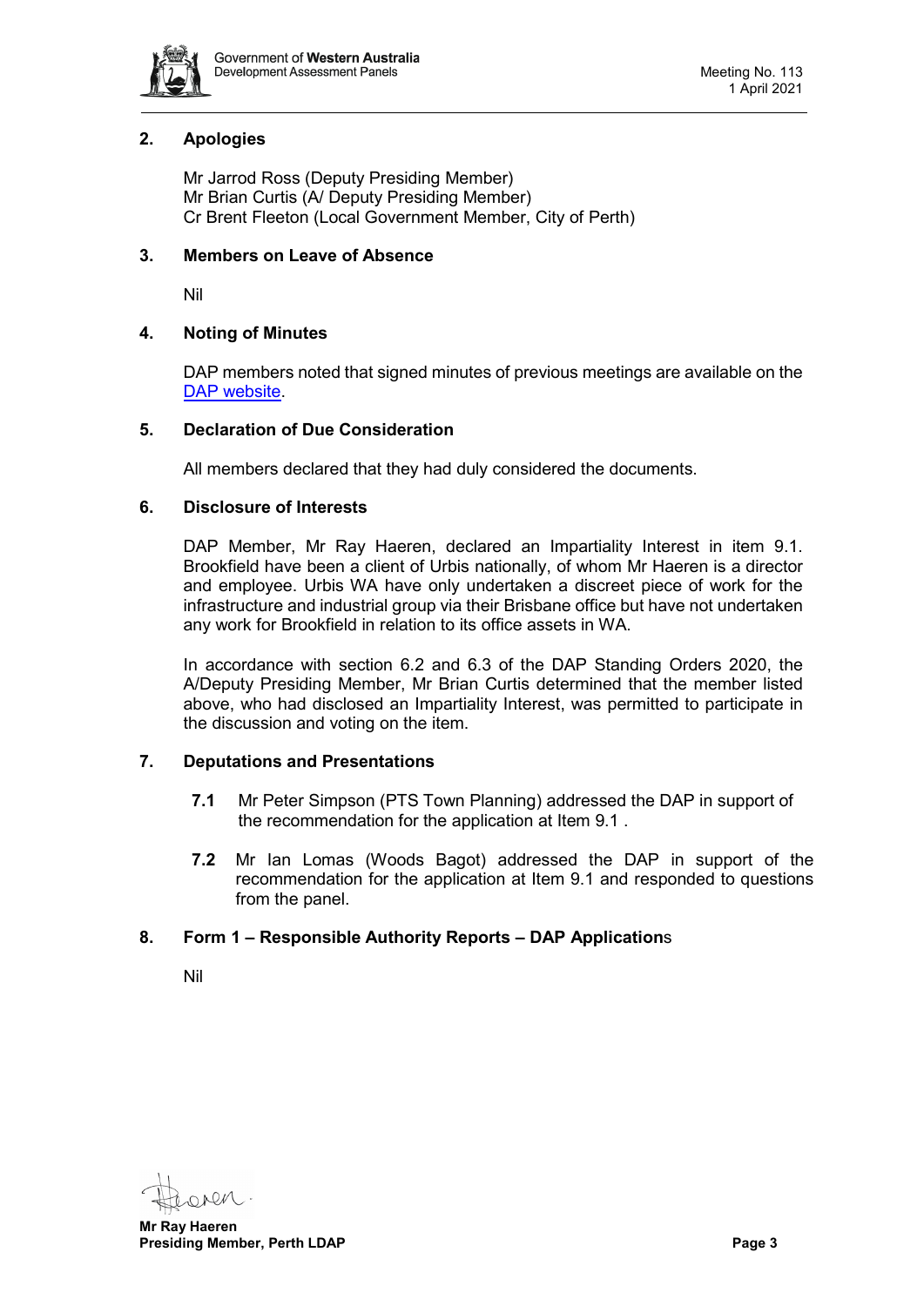## 2. Apologies

Mr Jarrod Ross (Deputy Presiding Member)
Mr Brian Curtis (A/ Deputy Presiding Member)
Cr Brent Fleeton (Local Government Member, City of Perth)

## 3. Members on Leave of Absence

Nil

## 4. Noting of Minutes

DAP members noted that signed minutes of previous meetings are available on the [DAP website](DAP website).

## 5. Declaration of Due Consideration

All members declared that they had duly considered the documents.

## 6. Disclosure of Interests

DAP Member, Mr Ray Haeren, declared an Impartiality Interest in item 9.1. Brookfield have been a client of Urbis nationally, of whom Mr Haeren is a director and employee. Urbis WA have only undertaken a discreet piece of work for the infrastructure and industrial group via their Brisbane office but have not undertaken any work for Brookfield in relation to its office assets in WA.

In accordance with section 6.2 and 6.3 of the DAP Standing Orders 2020, the A/Deputy Presiding Member, Mr Brian Curtis determined that the member listed above, who had disclosed an Impartiality Interest, was permitted to participate in the discussion and voting on the item.

## 7. Deputations and Presentations

**7.1** Mr Peter Simpson (PTS Town Planning) addressed the DAP in support of the recommendation for the application at Item 9.1 .

**7.2** Mr Ian Lomas (Woods Bagot) addressed the DAP in support of the recommendation for the application at Item 9.1 and responded to questions from the panel.

## 8. Form 1 – Responsible Authority Reports – DAP Applications

Nil

Mr Ray Haeren
**Presiding Member, Perth LDAP**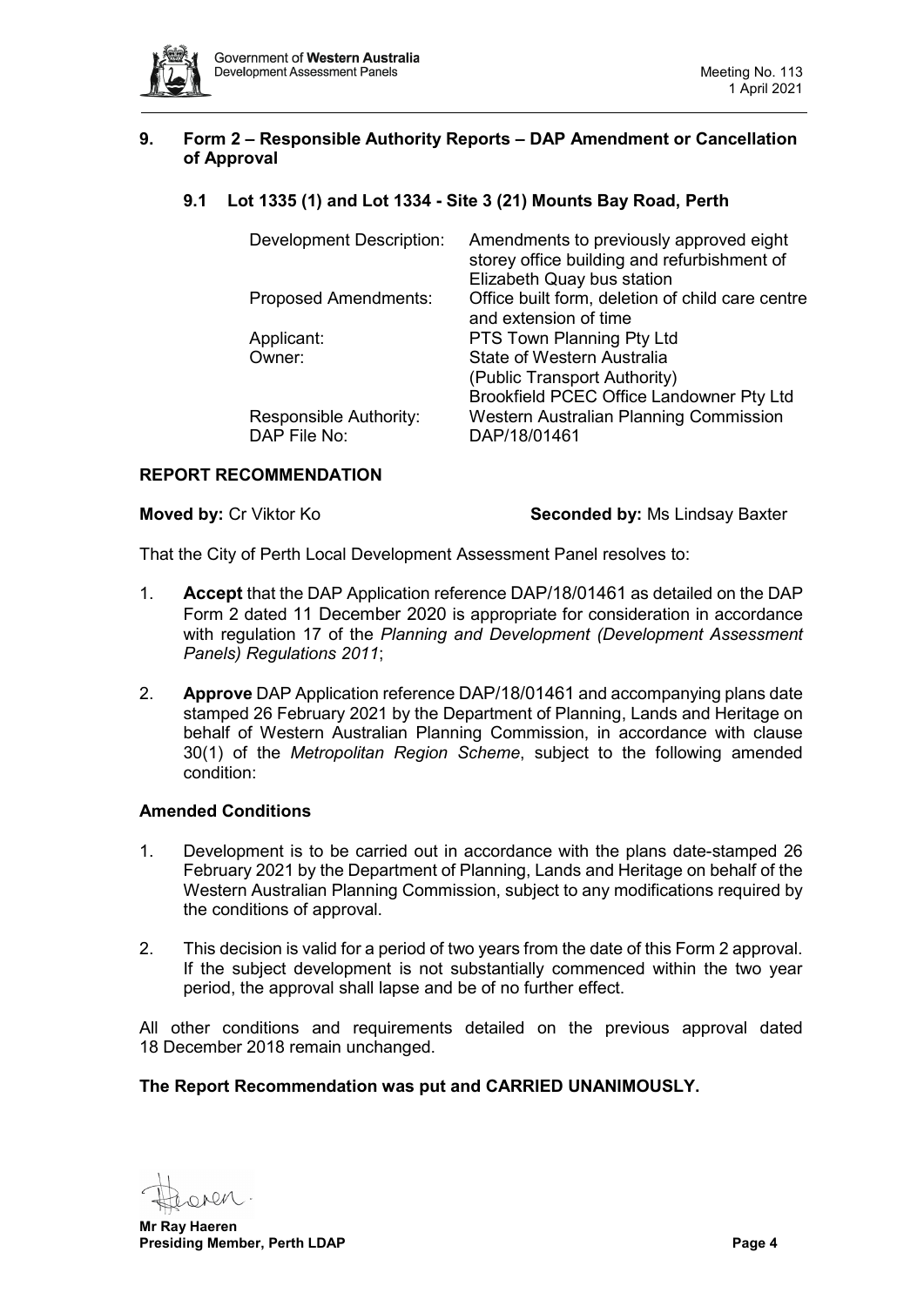## 9. Form 2 – Responsible Authority Reports – DAP Amendment or Cancellation of Approval

### 9.1 Lot 1335 (1) and Lot 1334 - Site 3 (21) Mounts Bay Road, Perth

| | |
|---|---|
| Development Description: | Amendments to previously approved eight storey office building and refurbishment of Elizabeth Quay bus station |
| Proposed Amendments: | Office built form, deletion of child care centre and extension of time |
| Applicant: | PTS Town Planning Pty Ltd |
| Owner: | State of Western Australia (Public Transport Authority) Brookfield PCEC Office Landowner Pty Ltd |
| Responsible Authority: | Western Australian Planning Commission |
| DAP File No: | DAP/18/01461 |

**REPORT RECOMMENDATION**

**Moved by:** Cr Viktor Ko **Seconded by:** Ms Lindsay Baxter

That the City of Perth Local Development Assessment Panel resolves to:

1. **Accept** that the DAP Application reference DAP/18/01461 as detailed on the DAP Form 2 dated 11 December 2020 is appropriate for consideration in accordance with regulation 17 of the *Planning and Development (Development Assessment Panels) Regulations 2011*;

2. **Approve** DAP Application reference DAP/18/01461 and accompanying plans date stamped 26 February 2021 by the Department of Planning, Lands and Heritage on behalf of Western Australian Planning Commission, in accordance with clause 30(1) of the *Metropolitan Region Scheme*, subject to the following amended condition:

**Amended Conditions**

1. Development is to be carried out in accordance with the plans date-stamped 26 February 2021 by the Department of Planning, Lands and Heritage on behalf of the Western Australian Planning Commission, subject to any modifications required by the conditions of approval.

2. This decision is valid for a period of two years from the date of this Form 2 approval. If the subject development is not substantially commenced within the two year period, the approval shall lapse and be of no further effect.

All other conditions and requirements detailed on the previous approval dated 18 December 2018 remain unchanged.

**The Report Recommendation was put and CARRIED UNANIMOUSLY.**

**Mr Ray Haeren**
**Presiding Member, Perth LDAP**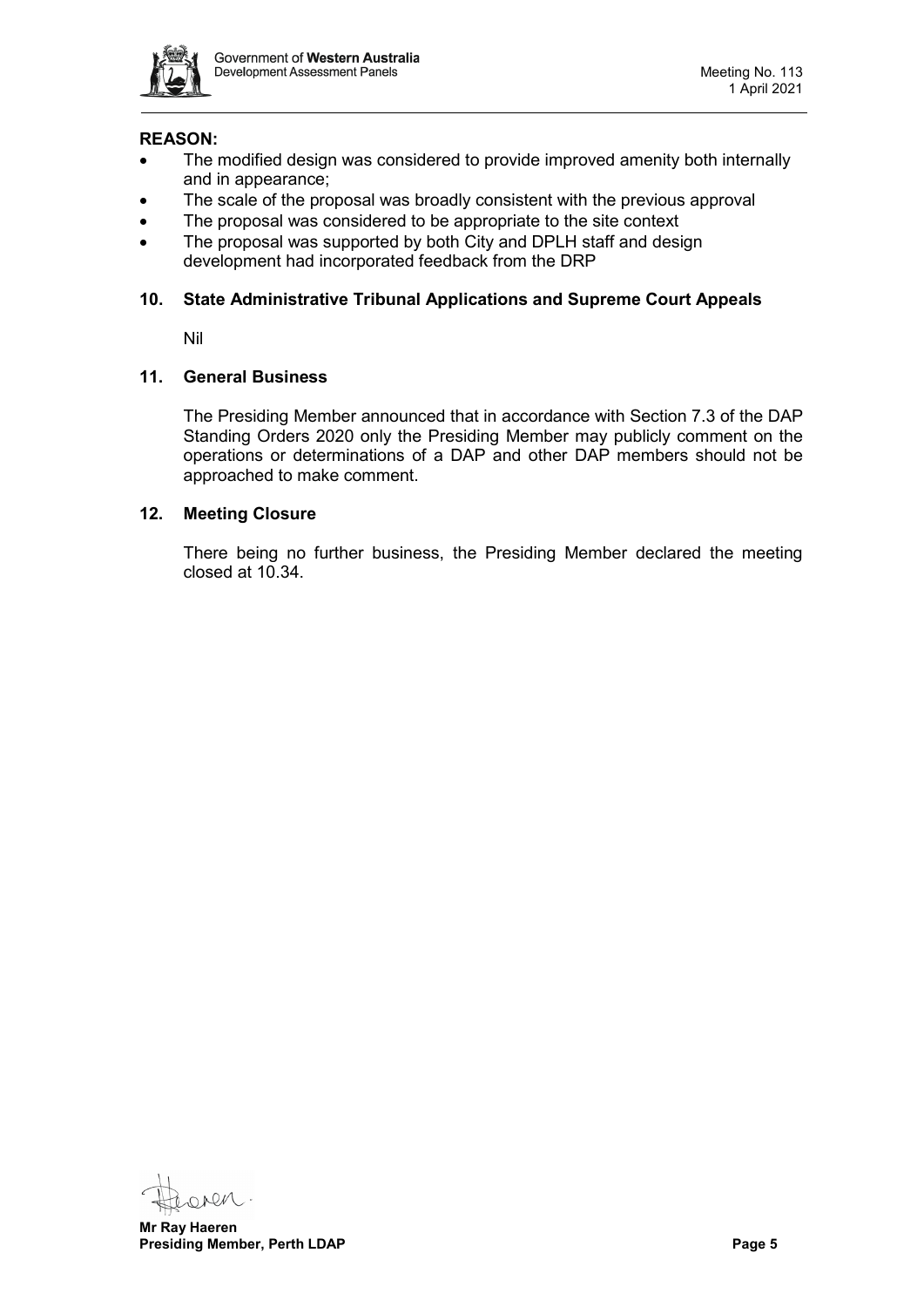**REASON:**

- The modified design was considered to provide improved amenity both internally and in appearance;
- The scale of the proposal was broadly consistent with the previous approval
- The proposal was considered to be appropriate to the site context
- The proposal was supported by both City and DPLH staff and design development had incorporated feedback from the DRP

## 10. State Administrative Tribunal Applications and Supreme Court Appeals

Nil

## 11. General Business

The Presiding Member announced that in accordance with Section 7.3 of the DAP Standing Orders 2020 only the Presiding Member may publicly comment on the operations or determinations of a DAP and other DAP members should not be approached to make comment.

## 12. Meeting Closure

There being no further business, the Presiding Member declared the meeting closed at 10.34.

**Mr Ray Haeren**
**Presiding Member, Perth LDAP**